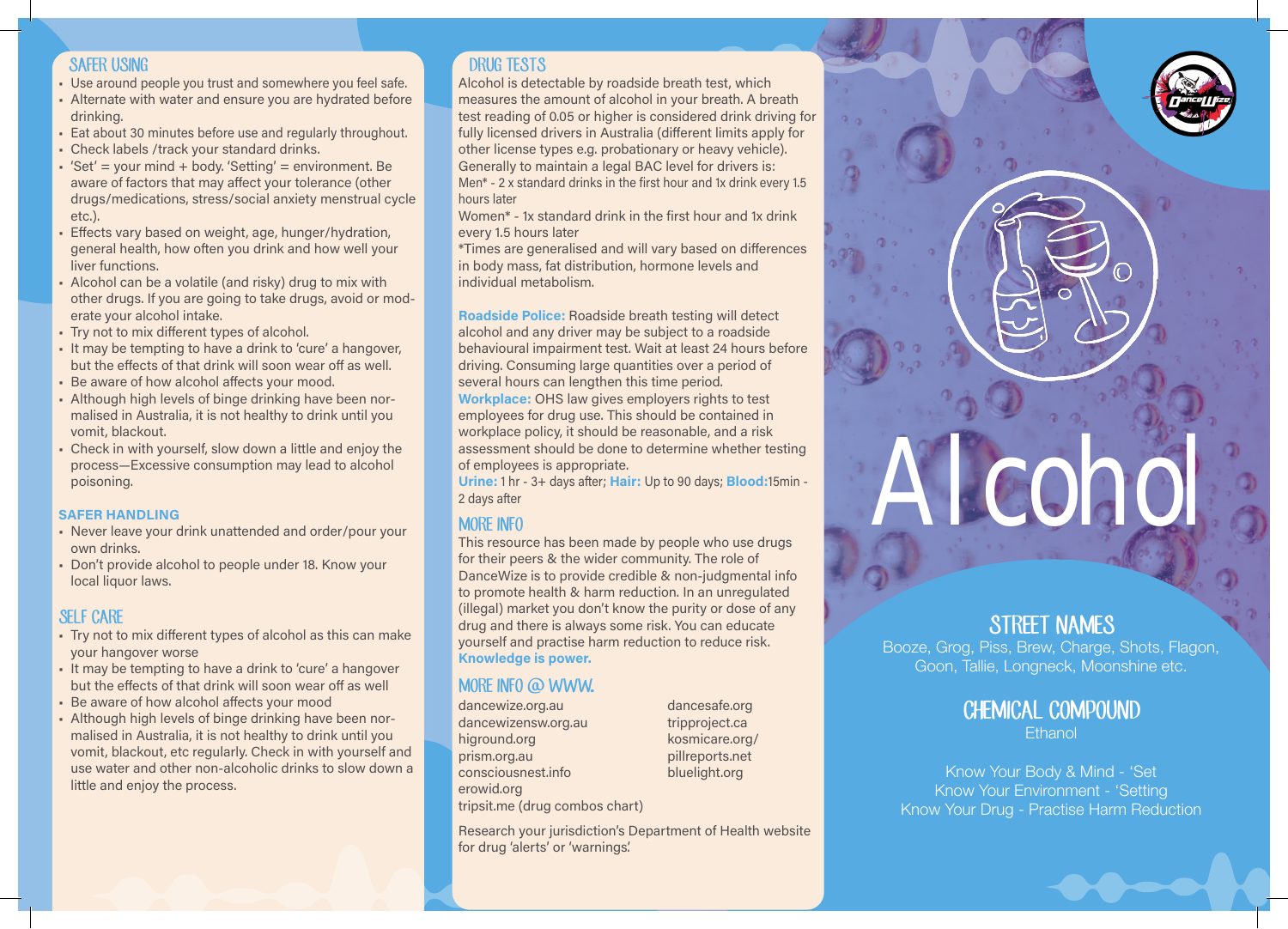## SAFER USING

- Use around people you trust and somewhere you feel safe.
- Alternate with water and ensure you are hydrated before drinking.
- Eat about 30 minutes before use and regularly throughout.
- Check labels /track your standard drinks.
- 'Set' = your mind + body. 'Setting' = environment. Be aware of factors that may affect your tolerance (other drugs/medications, stress/social anxiety menstrual cycle etc.).
- Effects vary based on weight, age, hunger/hydration, general health, how often you drink and how well your liver functions.
- Alcohol can be a volatile (and risky) drug to mix with other drugs. If you are going to take drugs, avoid or moderate your alcohol intake.
- Try not to mix different types of alcohol.
- It may be tempting to have a drink to 'cure' a hangover, but the effects of that drink will soon wear off as well.
- Be aware of how alcohol affects your mood.
- Although high levels of binge drinking have been normalised in Australia, it is not healthy to drink until you vomit, blackout.
- Check in with yourself, slow down a little and enjoy the process—Excessive consumption may lead to alcohol poisoning.

### SAFER HANDLING

- Never leave your drink unattended and order/pour your own drinks.
- Don't provide alcohol to people under 18. Know your local liquor laws.

## SELF CARE

- Try not to mix different types of alcohol as this can make your hangover worse
- It may be tempting to have a drink to 'cure' a hangover but the effects of that drink will soon wear off as well
- Be aware of how alcohol affects your mood
- Although high levels of binge drinking have been normalised in Australia, it is not healthy to drink until you vomit, blackout, etc regularly. Check in with yourself and use water and other non-alcoholic drinks to slow down a little and enjoy the process.

## DRUG TESTS

Alcohol is detectable by roadside breath test, which measures the amount of alcohol in your breath. A breath test reading of 0.05 or higher is considered drink driving for fully licensed drivers in Australia (different limits apply for other license types e.g. probationary or heavy vehicle). Generally to maintain a legal BAC level for drivers is:

Men* - 2 x standard drinks in the first hour and 1x drink every 1.5 hours later

Women* - 1x standard drink in the first hour and 1x drink every 1.5 hours later

*Times are generalised and will vary based on differences in body mass, fat distribution, hormone levels and individual metabolism.

**Roadside Police:** Roadside breath testing will detect alcohol and any driver may be subject to a roadside behavioural impairment test. Wait at least 24 hours before driving. Consuming large quantities over a period of several hours can lengthen this time period.

**Workplace:** OHS law gives employers rights to test employees for drug use. This should be contained in workplace policy, it should be reasonable, and a risk assessment should be done to determine whether testing of employees is appropriate.

**Urine:** 1 hr - 3+ days after; **Hair:** Up to 90 days; **Blood:** 15min - 2 days after

## MORE INFO

This resource has been made by people who use drugs for their peers & the wider community. The role of DanceWize is to provide credible & non-judgmental info to promote health & harm reduction. In an unregulated (illegal) market you don't know the purity or dose of any drug and there is always some risk. You can educate yourself and practise harm reduction to reduce risk. **Knowledge is power.**

## MORE INFO @ WWW.

- dancewize.org.au
- dancewizensw.org.au
- higround.org
- prism.org.au
- consciousnest.info
- erowid.org
- tripsit.me (drug combos chart)
- dancesafe.org
- tripproject.ca
- kosmicare.org/
- pillreports.net
- bluelight.org

Research your jurisdiction's Department of Health website for drug 'alerts' or 'warnings'.

# Alcohol

## STREET NAMES

Booze, Grog, Piss, Brew, Charge, Shots, Flagon, Goon, Tallie, Longneck, Moonshine etc.

## CHEMICAL COMPOUND

Ethanol

Know Your Body & Mind - 'Set
Know Your Environment - 'Setting
Know Your Drug - Practise Harm Reduction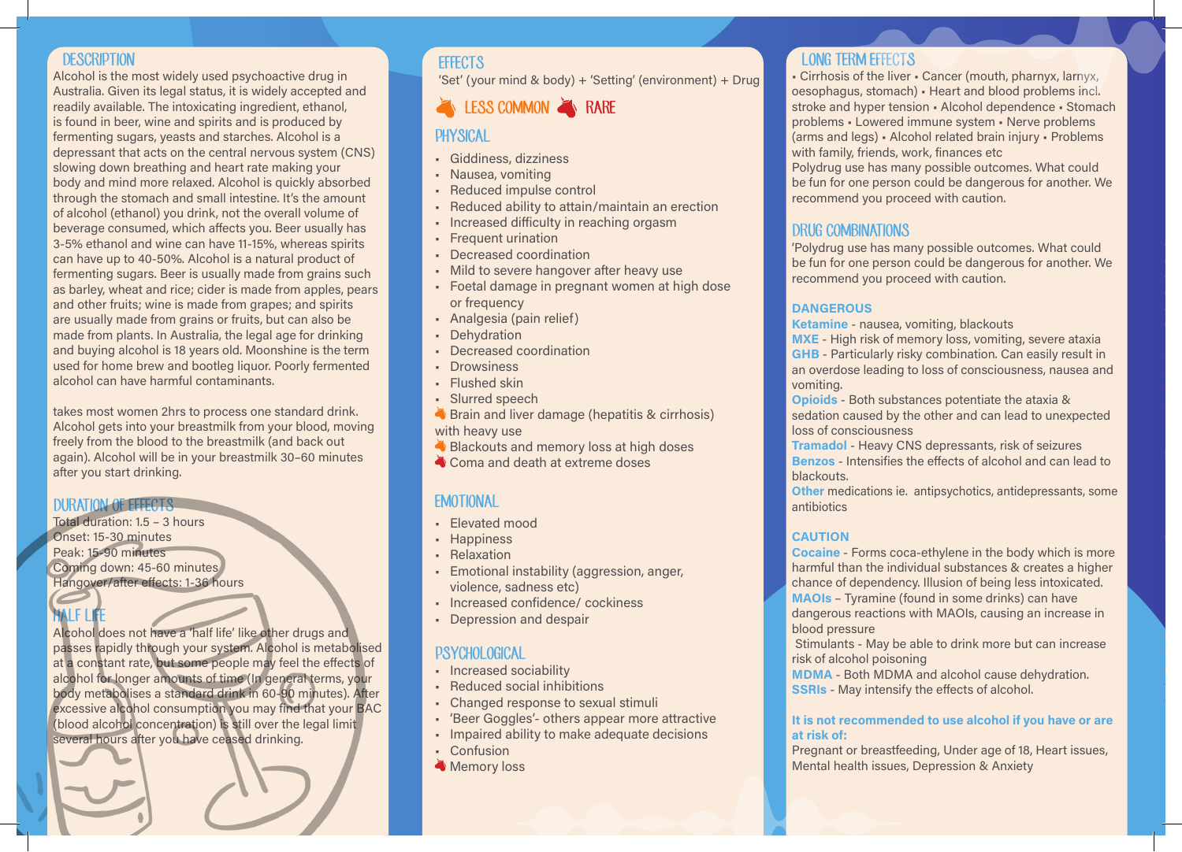## DESCRIPTION

Alcohol is the most widely used psychoactive drug in Australia. Given its legal status, it is widely accepted and readily available. The intoxicating ingredient, ethanol, is found in beer, wine and spirits and is produced by fermenting sugars, yeasts and starches. Alcohol is a depressant that acts on the central nervous system (CNS) slowing down breathing and heart rate making your body and mind more relaxed. Alcohol is quickly absorbed through the stomach and small intestine. It's the amount of alcohol (ethanol) you drink, not the overall volume of beverage consumed, which affects you. Beer usually has 3-5% ethanol and wine can have 11-15%, whereas spirits can have up to 40-50%. Alcohol is a natural product of fermenting sugars. Beer is usually made from grains such as barley, wheat and rice; cider is made from apples, pears and other fruits; wine is made from grapes; and spirits are usually made from grains or fruits, but can also be made from plants. In Australia, the legal age for drinking and buying alcohol is 18 years old. Moonshine is the term used for home brew and bootleg liquor. Poorly fermented alcohol can have harmful contaminants.

takes most women 2hrs to process one standard drink. Alcohol gets into your breastmilk from your blood, moving freely from the blood to the breastmilk (and back out again). Alcohol will be in your breastmilk 30–60 minutes after you start drinking.

## DURATION OF EFFECTS

Total duration: 1.5 – 3 hours
Onset: 15-30 minutes
Peak: 15-90 minutes
Coming down: 45-60 minutes
Hangover/after effects: 1-36 hours

## HALF LIFE

Alcohol does not have a 'half life' like other drugs and passes rapidly through your system. Alcohol is metabolised at a constant rate, but some people may feel the effects of alcohol for longer amounts of time (In general terms, your body metabolises a standard drink in 60-90 minutes). After excessive alcohol consumption you may find that your BAC (blood alcohol concentration) is still over the legal limit several hours after you have ceased drinking.

## EFFECTS

'Set' (your mind & body) + 'Setting' (environment) + Drug

LESS COMMON RARE

### PHYSICAL

- Giddiness, dizziness
- Nausea, vomiting
- Reduced impulse control
- Reduced ability to attain/maintain an erection
- Increased difficulty in reaching orgasm
- Frequent urination
- Decreased coordination
- Mild to severe hangover after heavy use
- Foetal damage in pregnant women at high dose or frequency
- Analgesia (pain relief)
- Dehydration
- Decreased coordination
- Drowsiness
- Flushed skin
- Slurred speech
- Brain and liver damage (hepatitis & cirrhosis) with heavy use (less common)
- Blackouts and memory loss at high doses (less common)
- Coma and death at extreme doses (rare)

### EMOTIONAL

- Elevated mood
- Happiness
- Relaxation
- Emotional instability (aggression, anger, violence, sadness etc)
- Increased confidence/ cockiness
- Depression and despair

### PSYCHOLOGICAL

- Increased sociability
- Reduced social inhibitions
- Changed response to sexual stimuli
- 'Beer Goggles'- others appear more attractive
- Impaired ability to make adequate decisions
- Confusion
- Memory loss (rare)

## LONG TERM EFFECTS

• Cirrhosis of the liver • Cancer (mouth, pharnyx, larnyx, oesophagus, stomach) • Heart and blood problems incl. stroke and hyper tension • Alcohol dependence • Stomach problems • Lowered immune system • Nerve problems (arms and legs) • Alcohol related brain injury • Problems with family, friends, work, finances etc

Polydrug use has many possible outcomes. What could be fun for one person could be dangerous for another. We recommend you proceed with caution.

## DRUG COMBINATIONS

'Polydrug use has many possible outcomes. What could be fun for one person could be dangerous for another. We recommend you proceed with caution.

**DANGEROUS**

**Ketamine** - nausea, vomiting, blackouts
**MXE** - High risk of memory loss, vomiting, severe ataxia
**GHB** - Particularly risky combination. Can easily result in an overdose leading to loss of consciousness, nausea and vomiting.
**Opioids** - Both substances potentiate the ataxia & sedation caused by the other and can lead to unexpected loss of consciousness
**Tramadol** - Heavy CNS depressants, risk of seizures
**Benzos** - Intensifies the effects of alcohol and can lead to blackouts.
**Other** medications ie. antipsychotics, antidepressants, some antibiotics

**CAUTION**

**Cocaine** - Forms coca-ethylene in the body which is more harmful than the individual substances & creates a higher chance of dependency. Illusion of being less intoxicated.
**MAOIs** – Tyramine (found in some drinks) can have dangerous reactions with MAOIs, causing an increase in blood pressure
Stimulants - May be able to drink more but can increase risk of alcohol poisoning
**MDMA** - Both MDMA and alcohol cause dehydration.
**SSRIs** - May intensify the effects of alcohol.

**It is not recommended to use alcohol if you have or are at risk of:**

Pregnant or breastfeeding, Under age of 18, Heart issues, Mental health issues, Depression & Anxiety